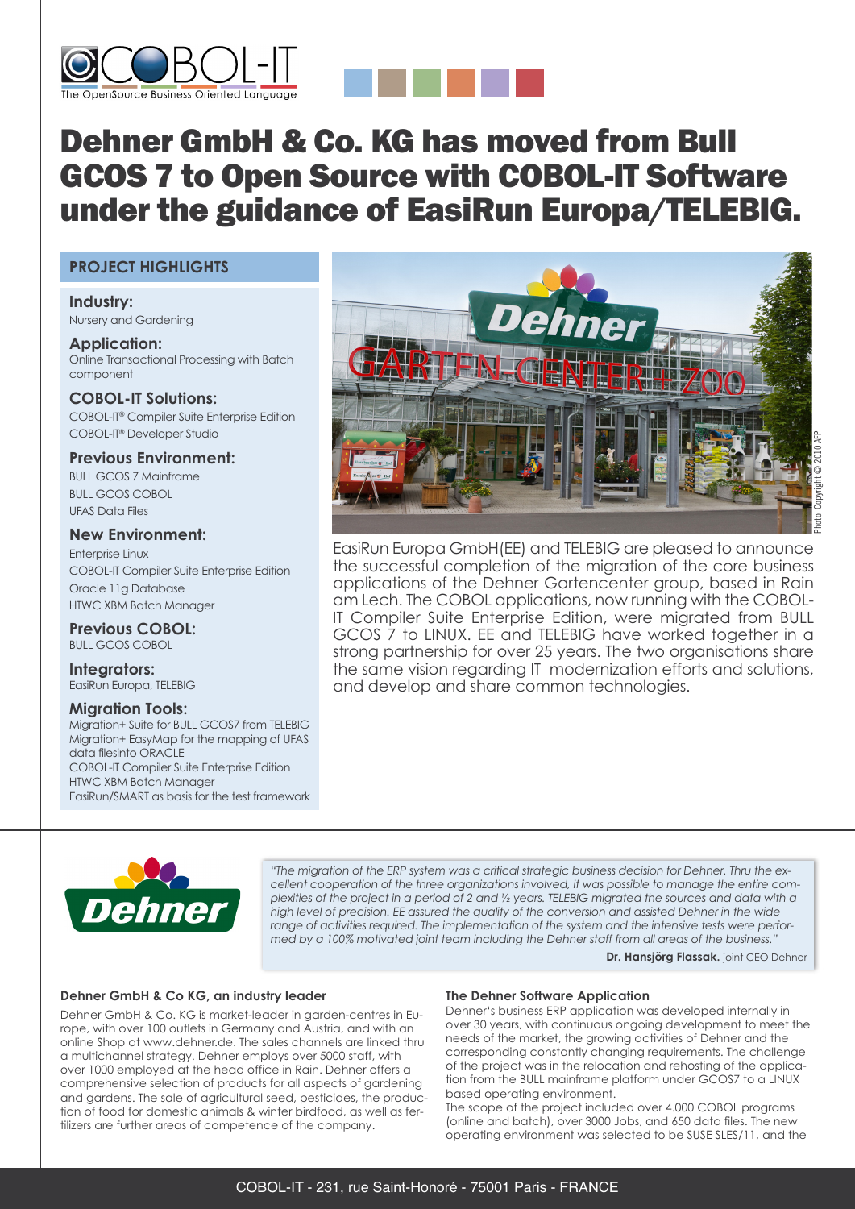# Dehner GmbH & Co. KG has moved from Bull GCOS 7 to Open Source with COBOL-IT Software under the guidance of EasiRun Europa/TELEBIG.

## PROJECT HIGHLIGHTS

**Industry:**
Nursery and Gardening

**Application:**
Online Transactional Processing with Batch component

**COBOL-IT Solutions:**
COBOL-IT® Compiler Suite Enterprise Edition
COBOL-IT® Developer Studio

**Previous Environment:**
BULL GCOS 7 Mainframe
BULL GCOS COBOL
UFAS Data Files

**New Environment:**
Enterprise Linux
COBOL-IT Compiler Suite Enterprise Edition
Oracle 11g Database
HTWC XBM Batch Manager

**Previous COBOL:**
BULL GCOS COBOL

**Integrators:**
EasiRun Europa, TELEBIG

**Migration Tools:**
Migration+ Suite for BULL GCOS7 from TELEBIG
Migration+ EasyMap for the mapping of UFAS data filesinto ORACLE
COBOL-IT Compiler Suite Enterprise Edition
HTWC XBM Batch Manager
EasiRun/SMART as basis for the test framework

EasiRun Europa GmbH(EE) and TELEBIG are pleased to announce the successful completion of the migration of the core business applications of the Dehner Gartencenter group, based in Rain am Lech. The COBOL applications, now running with the COBOL-IT Compiler Suite Enterprise Edition, were migrated from BULL GCOS 7 to LINUX. EE and TELEBIG have worked together in a strong partnership for over 25 years. The two organisations share the same vision regarding IT modernization efforts and solutions, and develop and share common technologies.

*"The migration of the ERP system was a critical strategic business decision for Dehner. Thru the excellent cooperation of the three organizations involved, it was possible to manage the entire complexities of the project in a period of 2 and ½ years. TELEBIG migrated the sources and data with a high level of precision. EE assured the quality of the conversion and assisted Dehner in the wide range of activities required. The implementation of the system and the intensive tests were performed by a 100% motivated joint team including the Dehner staff from all areas of the business."*

**Dr. Hansjörg Flassak.** joint CEO Dehner

### Dehner GmbH & Co KG, an industry leader

Dehner GmbH & Co. KG is market-leader in garden-centres in Europe, with over 100 outlets in Germany and Austria, and with an online Shop at www.dehner.de. The sales channels are linked thru a multichannel strategy. Dehner employs over 5000 staff, with over 1000 employed at the head office in Rain. Dehner offers a comprehensive selection of products for all aspects of gardening and gardens. The sale of agricultural seed, pesticides, the production of food for domestic animals & winter birdfood, as well as fertilizers are further areas of competence of the company.

### The Dehner Software Application

Dehner's business ERP application was developed internally in over 30 years, with continuous ongoing development to meet the needs of the market, the growing activities of Dehner and the corresponding constantly changing requirements. The challenge of the project was in the relocation and rehosting of the application from the BULL mainframe platform under GCOS7 to a LINUX based operating environment.
The scope of the project included over 4.000 COBOL programs (online and batch), over 3000 Jobs, and 650 data files. The new operating environment was selected to be SUSE SLES/11, and the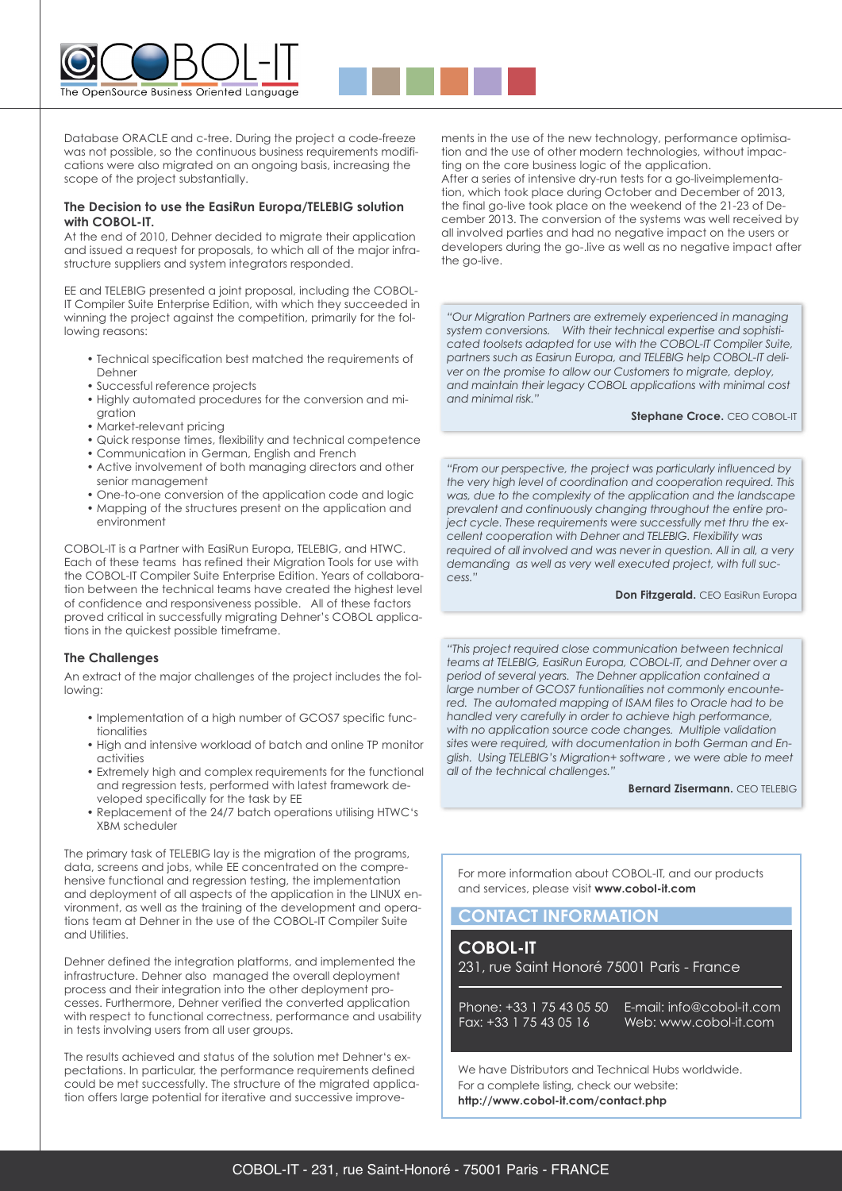Database ORACLE and c-tree. During the project a code-freeze was not possible, so the continuous business requirements modifications were also migrated on an ongoing basis, increasing the scope of the project substantially.

### The Decision to use the EasiRun Europa/TELEBIG solution with COBOL-IT.

At the end of 2010, Dehner decided to migrate their application and issued a request for proposals, to which all of the major infrastructure suppliers and system integrators responded.

EE and TELEBIG presented a joint proposal, including the COBOL-IT Compiler Suite Enterprise Edition, with which they succeeded in winning the project against the competition, primarily for the following reasons:

- Technical specification best matched the requirements of Dehner
- Successful reference projects
- Highly automated procedures for the conversion and migration
- Market-relevant pricing
- Quick response times, flexibility and technical competence
- Communication in German, English and French
- Active involvement of both managing directors and other senior management
- One-to-one conversion of the application code and logic
- Mapping of the structures present on the application and environment

COBOL-IT is a Partner with EasiRun Europa, TELEBIG, and HTWC. Each of these teams has refined their Migration Tools for use with the COBOL-IT Compiler Suite Enterprise Edition. Years of collaboration between the technical teams have created the highest level of confidence and responsiveness possible. All of these factors proved critical in successfully migrating Dehner's COBOL applications in the quickest possible timeframe.

### The Challenges

An extract of the major challenges of the project includes the following:

- Implementation of a high number of GCOS7 specific functionalities
- High and intensive workload of batch and online TP monitor activities
- Extremely high and complex requirements for the functional and regression tests, performed with latest framework developed specifically for the task by EE
- Replacement of the 24/7 batch operations utilising HTWC's XBM scheduler

The primary task of TELEBIG lay is the migration of the programs, data, screens and jobs, while EE concentrated on the comprehensive functional and regression testing, the implementation and deployment of all aspects of the application in the LINUX environment, as well as the training of the development and operations team at Dehner in the use of the COBOL-IT Compiler Suite and Utilities.

Dehner defined the integration platforms, and implemented the infrastructure. Dehner also managed the overall deployment process and their integration into the other deployment processes. Furthermore, Dehner verified the converted application with respect to functional correctness, performance and usability in tests involving users from all user groups.

The results achieved and status of the solution met Dehner's expectations. In particular, the performance requirements defined could be met successfully. The structure of the migrated application offers large potential for iterative and successive improvements in the use of the new technology, performance optimisation and the use of other modern technologies, without impacting on the core business logic of the application.

After a series of intensive dry-run tests for a go-liveimplementation, which took place during October and December of 2013, the final go-live took place on the weekend of the 21-23 of December 2013. The conversion of the systems was well received by all involved parties and had no negative impact on the users or developers during the go-.live as well as no negative impact after the go-live.

> *"Our Migration Partners are extremely experienced in managing system conversions. With their technical expertise and sophisticated toolsets adapted for use with the COBOL-IT Compiler Suite, partners such as Easirun Europa, and TELEBIG help COBOL-IT deliver on the promise to allow our Customers to migrate, deploy, and maintain their legacy COBOL applications with minimal cost and minimal risk."*
>
> **Stephane Croce.** CEO COBOL-IT

> *"From our perspective, the project was particularly influenced by the very high level of coordination and cooperation required. This was, due to the complexity of the application and the landscape prevalent and continuously changing throughout the entire project cycle. These requirements were successfully met thru the excellent cooperation with Dehner and TELEBIG. Flexibility was required of all involved and was never in question. All in all, a very demanding as well as very well executed project, with full success."*
>
> **Don Fitzgerald.** CEO EasiRun Europa

> *"This project required close communication between technical teams at TELEBIG, EasiRun Europa, COBOL-IT, and Dehner over a period of several years. The Dehner application contained a large number of GCOS7 funtionalities not commonly encountered. The automated mapping of ISAM files to Oracle had to be handled very carefully in order to achieve high performance, with no application source code changes. Multiple validation sites were required, with documentation in both German and English. Using TELEBIG's Migration+ software , we were able to meet all of the technical challenges."*
>
> **Bernard Zisermann.** CEO TELEBIG

For more information about COBOL-IT, and our products and services, please visit **www.cobol-it.com**

### CONTACT INFORMATION

**COBOL-IT**
231, rue Saint Honoré 75001 Paris - France

Phone: +33 1 75 43 05 50
Fax: +33 1 75 43 05 16
E-mail: info@cobol-it.com
Web: www.cobol-it.com

We have Distributors and Technical Hubs worldwide.
For a complete listing, check our website:
**http://www.cobol-it.com/contact.php**